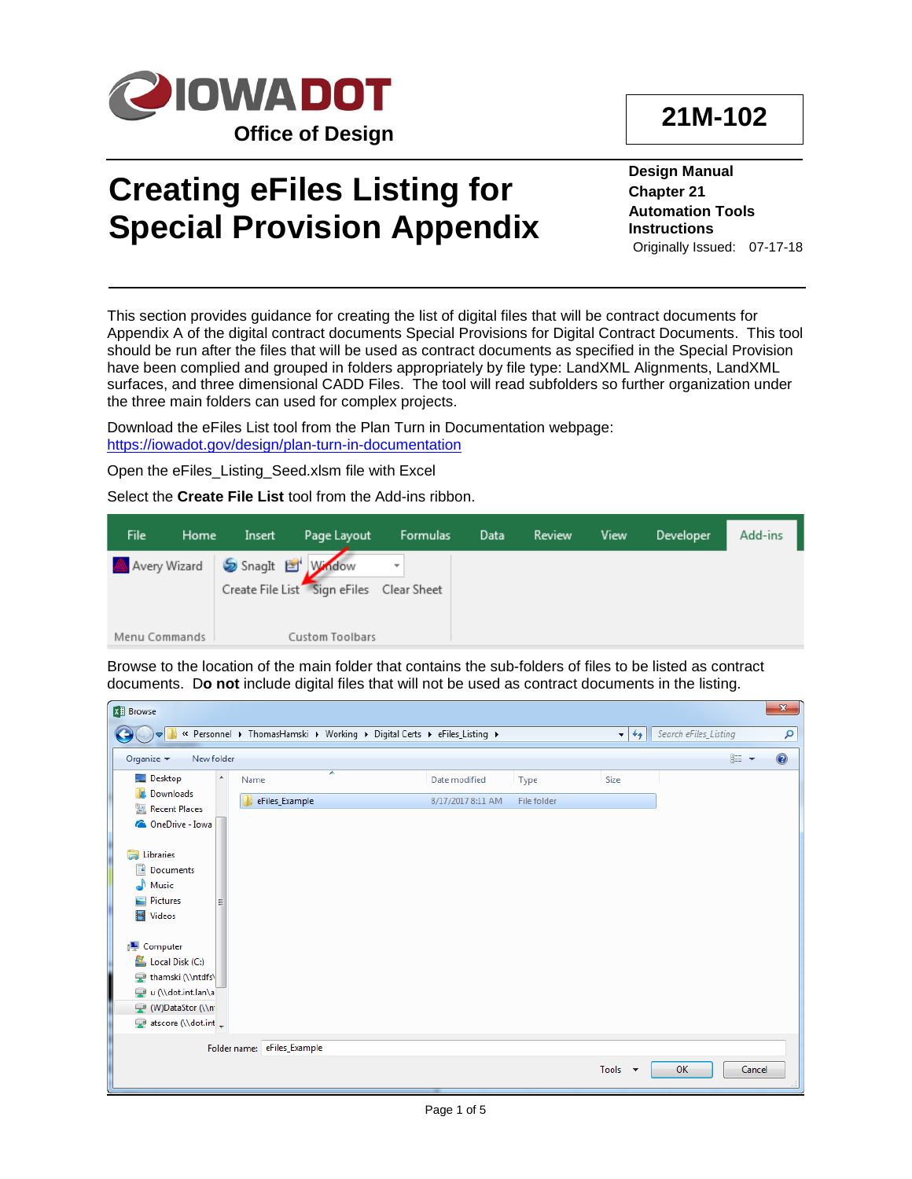IOWA DOT

Office of Design

**21M-102**

# Creating eFiles Listing for Special Provision Appendix

**Design Manual**
**Chapter 21**
**Automation Tools**
**Instructions**
Originally Issued: 07-17-18

This section provides guidance for creating the list of digital files that will be contract documents for Appendix A of the digital contract documents Special Provisions for Digital Contract Documents. This tool should be run after the files that will be used as contract documents as specified in the Special Provision have been complied and grouped in folders appropriately by file type: LandXML Alignments, LandXML surfaces, and three dimensional CADD Files. The tool will read subfolders so further organization under the three main folders can used for complex projects.

Download the eFiles List tool from the Plan Turn in Documentation webpage:
https://iowadot.gov/design/plan-turn-in-documentation

Open the eFiles_Listing_Seed.xlsm file with Excel

Select the **Create File List** tool from the Add-ins ribbon.

Browse to the location of the main folder that contains the sub-folders of files to be listed as contract documents. D**o not** include digital files that will not be used as contract documents in the listing.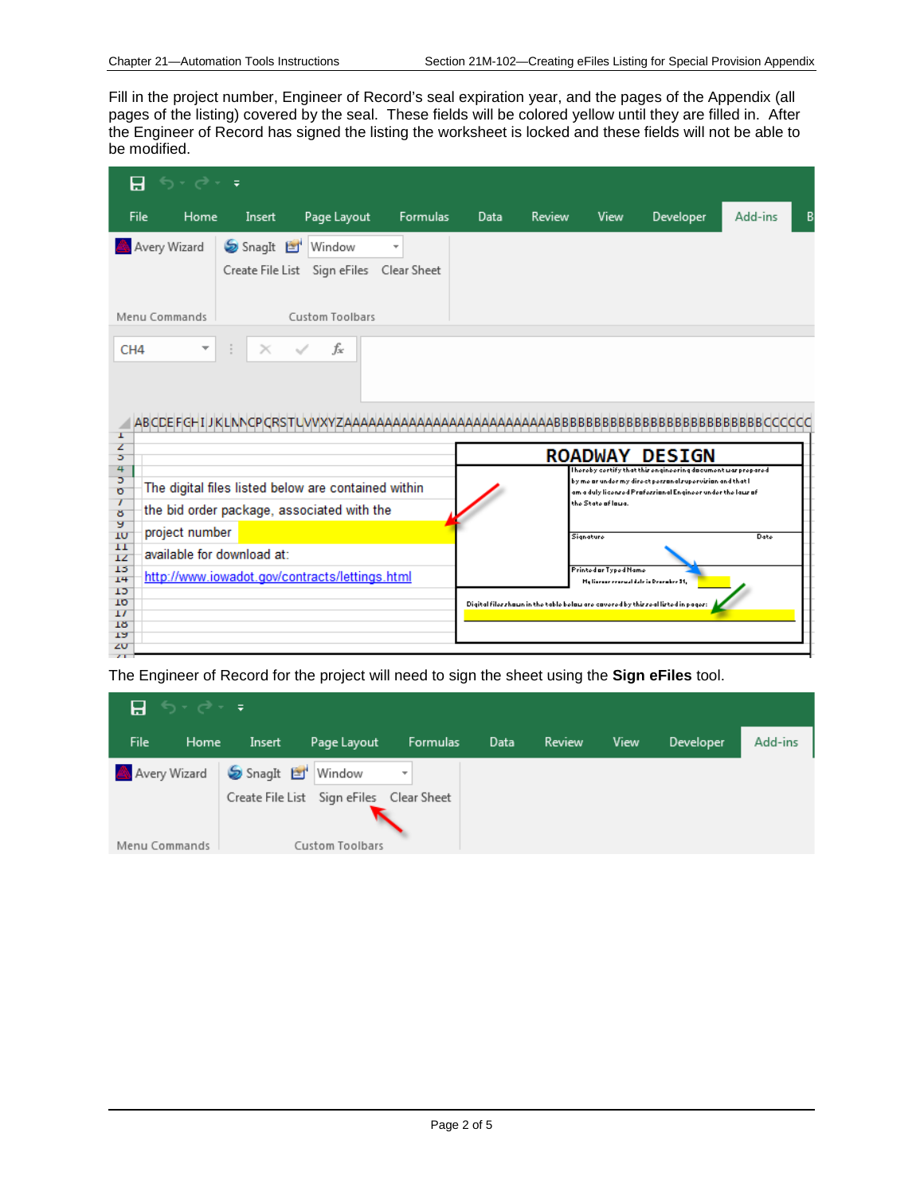Fill in the project number, Engineer of Record's seal expiration year, and the pages of the Appendix (all pages of the listing) covered by the seal. These fields will be colored yellow until they are filled in. After the Engineer of Record has signed the listing the worksheet is locked and these fields will not be able to be modified.

The Engineer of Record for the project will need to sign the sheet using the **Sign eFiles** tool.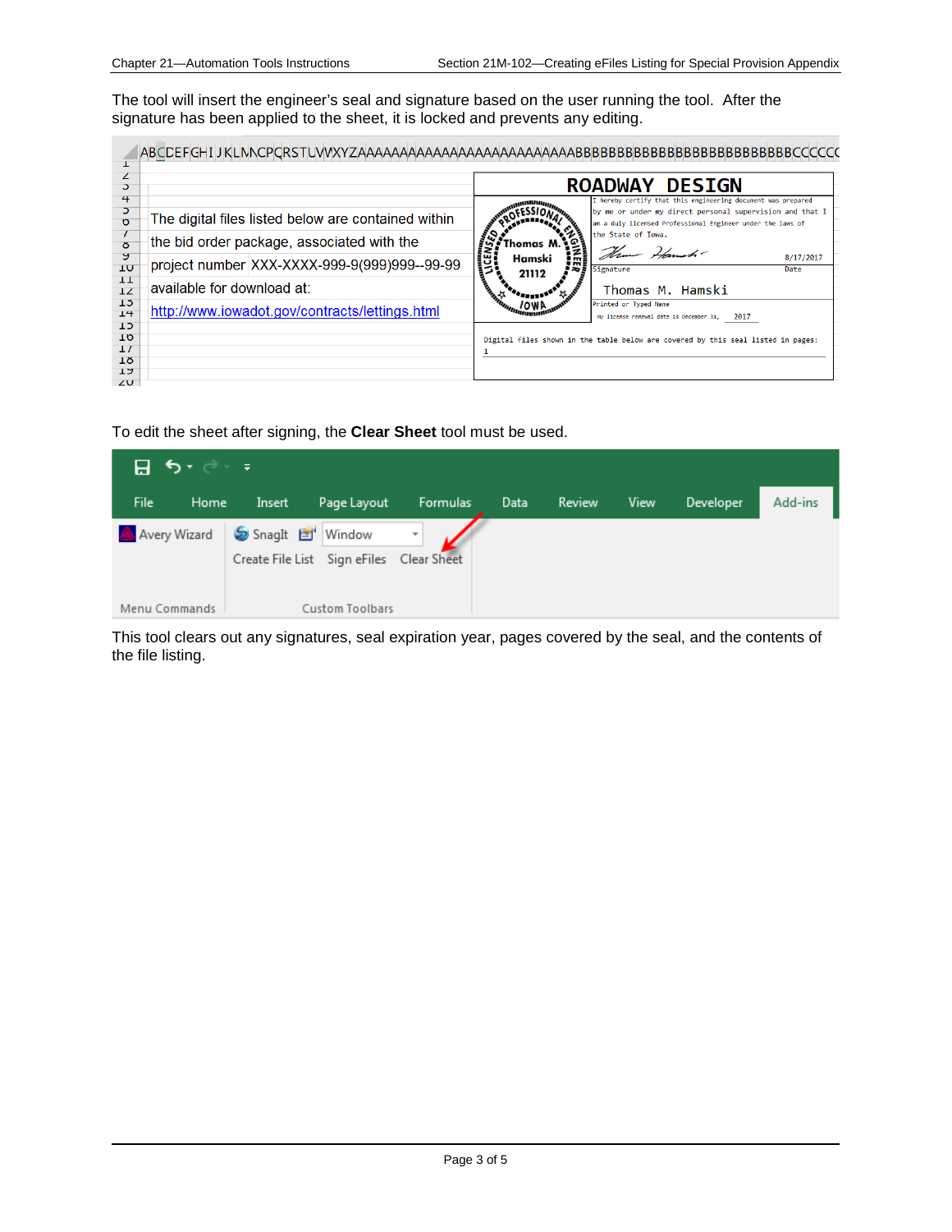The tool will insert the engineer's seal and signature based on the user running the tool. After the signature has been applied to the sheet, it is locked and prevents any editing.

To edit the sheet after signing, the **Clear Sheet** tool must be used.

This tool clears out any signatures, seal expiration year, pages covered by the seal, and the contents of the file listing.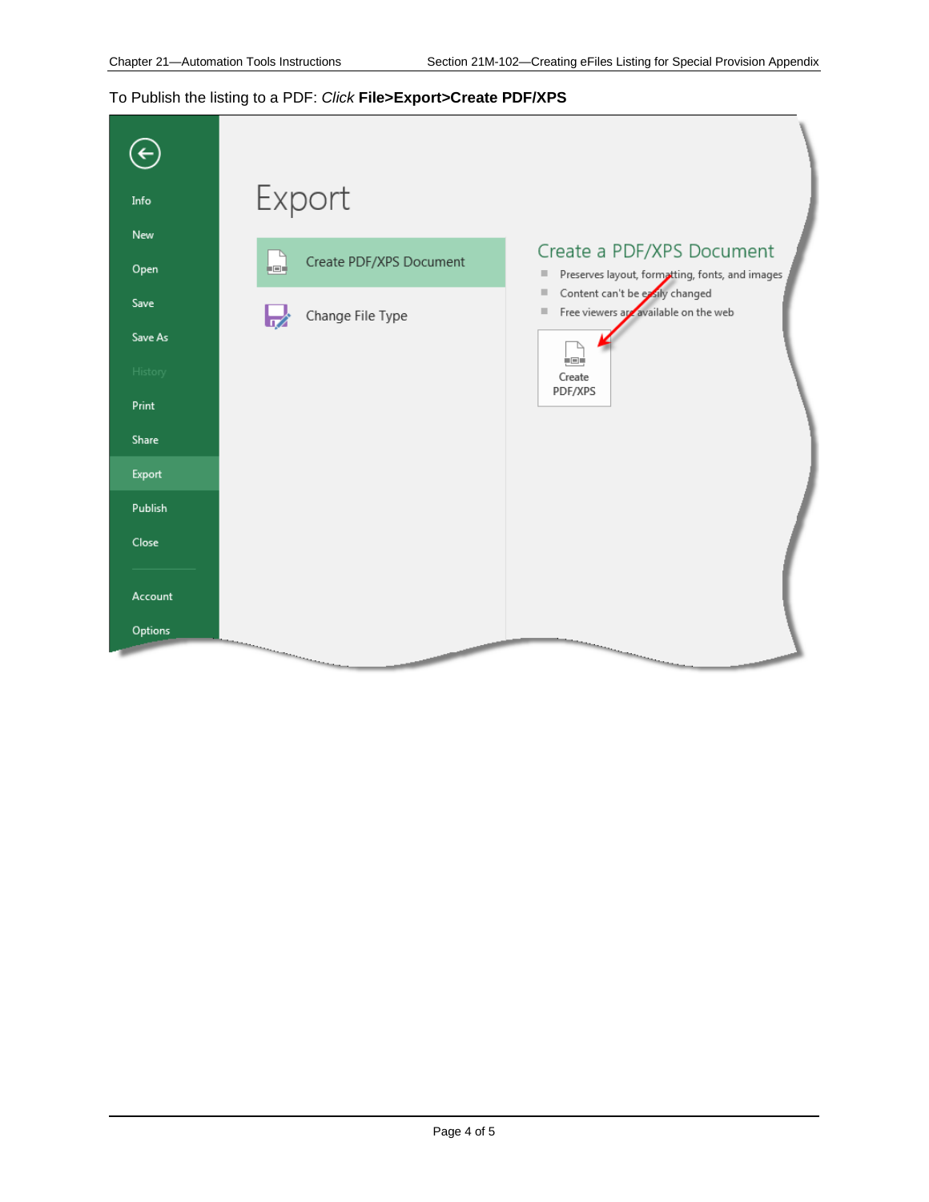To Publish the listing to a PDF: *Click* **File>Export>Create PDF/XPS**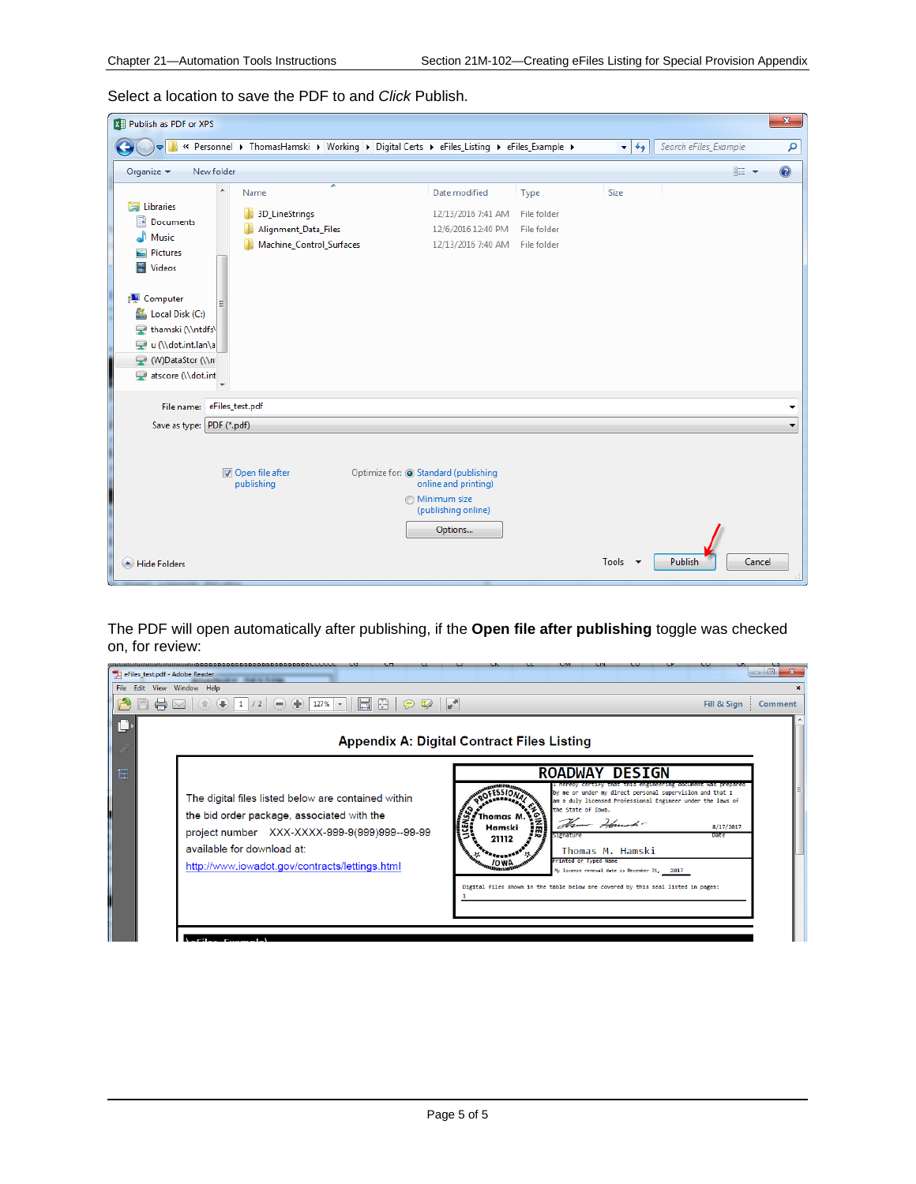Select a location to save the PDF to and *Click* Publish.

The PDF will open automatically after publishing, if the **Open file after publishing** toggle was checked on, for review: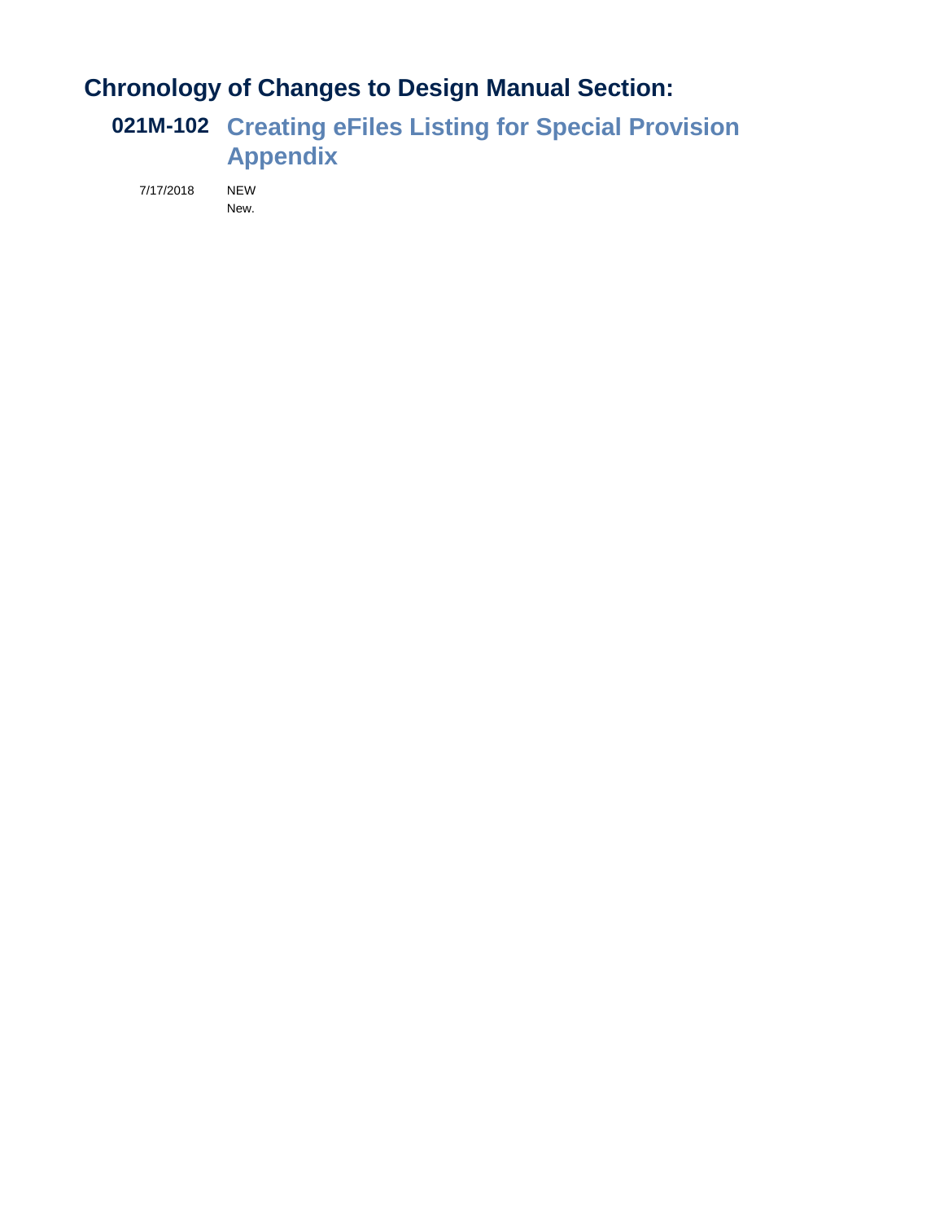# Chronology of Changes to Design Manual Section:

## 021M-102 Creating eFiles Listing for Special Provision Appendix

7/17/2018 NEW

New.